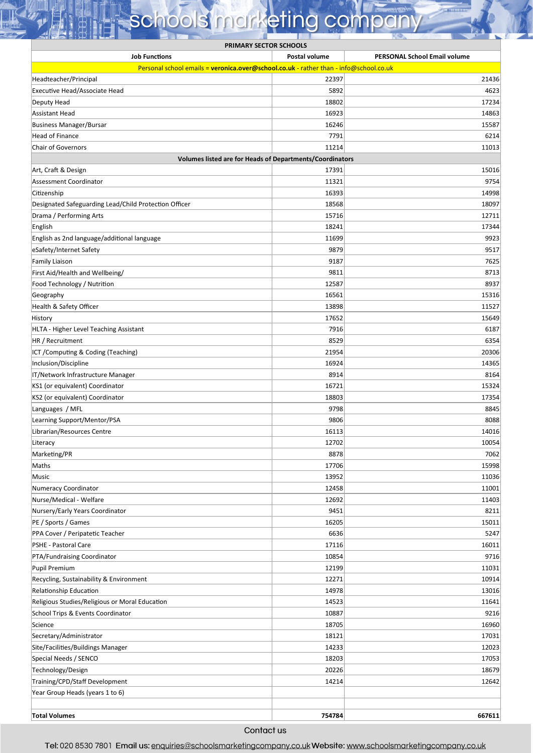# schools marketing company

| PRIMARY SECTOR SCHOOLS | | |
|---|---|---|
| **Job Functions** | **Postal volume** | **PERSONAL School Email volume** |
| Personal school emails = **veronica.over@school.co.uk** - rather than - info@school.co.uk | | |
| Headteacher/Principal | 22397 | 21436 |
| Executive Head/Associate Head | 5892 | 4623 |
| Deputy Head | 18802 | 17234 |
| Assistant Head | 16923 | 14863 |
| Business Manager/Bursar | 16246 | 15587 |
| Head of Finance | 7791 | 6214 |
| Chair of Governors | 11214 | 11013 |
| **Volumes listed are for Heads of Departments/Coordinators** | | |
| Art, Craft & Design | 17391 | 15016 |
| Assessment Coordinator | 11321 | 9754 |
| Citizenship | 16393 | 14998 |
| Designated Safeguarding Lead/Child Protection Officer | 18568 | 18097 |
| Drama / Performing Arts | 15716 | 12711 |
| English | 18241 | 17344 |
| English as 2nd language/additional language | 11699 | 9923 |
| eSafety/Internet Safety | 9879 | 9517 |
| Family Liaison | 9187 | 7625 |
| First Aid/Health and Wellbeing/ | 9811 | 8713 |
| Food Technology / Nutrition | 12587 | 8937 |
| Geography | 16561 | 15316 |
| Health & Safety Officer | 13898 | 11527 |
| History | 17652 | 15649 |
| HLTA - Higher Level Teaching Assistant | 7916 | 6187 |
| HR / Recruitment | 8529 | 6354 |
| ICT /Computing & Coding (Teaching) | 21954 | 20306 |
| Inclusion/Discipline | 16924 | 14365 |
| IT/Network Infrastructure Manager | 8914 | 8164 |
| KS1 (or equivalent) Coordinator | 16721 | 15324 |
| KS2 (or equivalent) Coordinator | 18803 | 17354 |
| Languages / MFL | 9798 | 8845 |
| Learning Support/Mentor/PSA | 9806 | 8088 |
| Librarian/Resources Centre | 16113 | 14016 |
| Literacy | 12702 | 10054 |
| Marketing/PR | 8878 | 7062 |
| Maths | 17706 | 15998 |
| Music | 13952 | 11036 |
| Numeracy Coordinator | 12458 | 11001 |
| Nurse/Medical - Welfare | 12692 | 11403 |
| Nursery/Early Years Coordinator | 9451 | 8211 |
| PE / Sports / Games | 16205 | 15011 |
| PPA Cover / Peripatetic Teacher | 6636 | 5247 |
| PSHE - Pastoral Care | 17116 | 16011 |
| PTA/Fundraising Coordinator | 10854 | 9716 |
| Pupil Premium | 12199 | 11031 |
| Recycling, Sustainability & Environment | 12271 | 10914 |
| Relationship Education | 14978 | 13016 |
| Religious Studies/Religious or Moral Education | 14523 | 11641 |
| School Trips & Events Coordinator | 10887 | 9216 |
| Science | 18705 | 16960 |
| Secretary/Administrator | 18121 | 17031 |
| Site/Facilities/Buildings Manager | 14233 | 12023 |
| Special Needs / SENCO | 18203 | 17053 |
| Technology/Design | 20226 | 18679 |
| Training/CPD/Staff Development | 14214 | 12642 |
| Year Group Heads (years 1 to 6) | | |
| | | |
| **Total Volumes** | **754784** | **667611** |

Contact us

**Tel:** 020 8530 7801 **Email us:** enquiries@schoolsmarketingcompany.co.uk **Website:** www.schoolsmarketingcompany.co.uk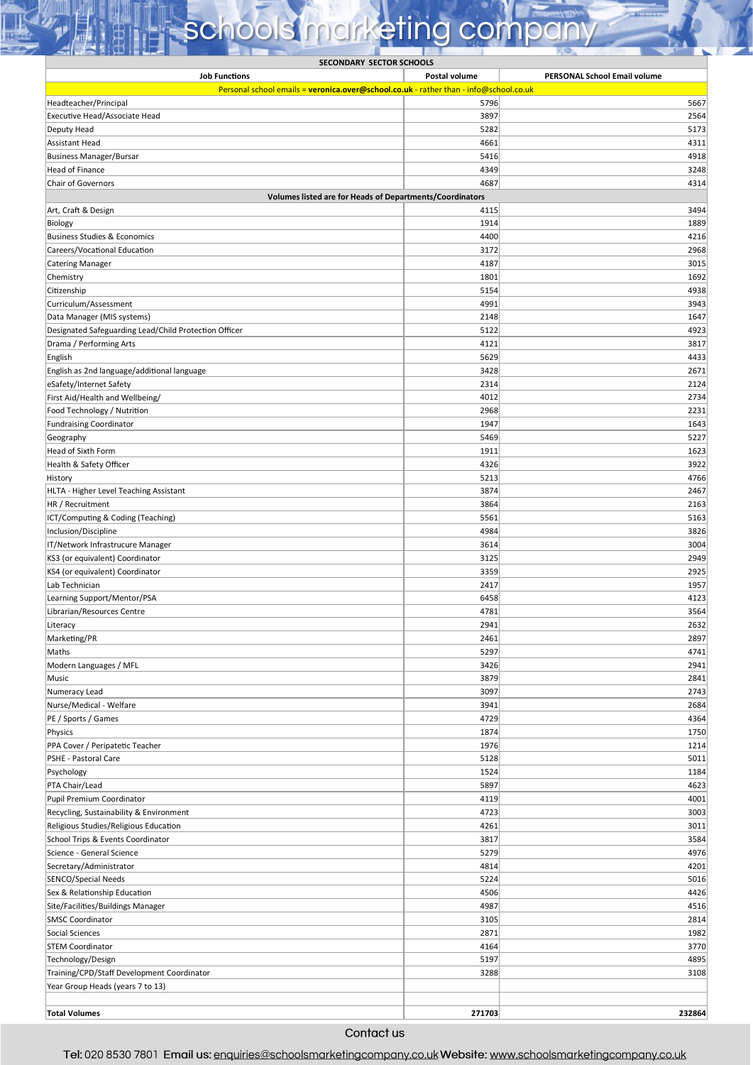# schools marketing company

| SECONDARY SECTOR SCHOOLS | | |
|---|---|---|
| **Job Functions** | **Postal volume** | **PERSONAL School Email volume** |
| Personal school emails = **veronica.over@school.co.uk** - rather than - info@school.co.uk | | |
| Headteacher/Principal | 5796 | 5667 |
| Executive Head/Associate Head | 3897 | 2564 |
| Deputy Head | 5282 | 5173 |
| Assistant Head | 4661 | 4311 |
| Business Manager/Bursar | 5416 | 4918 |
| Head of Finance | 4349 | 3248 |
| Chair of Governors | 4687 | 4314 |
| **Volumes listed are for Heads of Departments/Coordinators** | | |
| Art, Craft & Design | 4115 | 3494 |
| Biology | 1914 | 1889 |
| Business Studies & Economics | 4400 | 4216 |
| Careers/Vocational Education | 3172 | 2968 |
| Catering Manager | 4187 | 3015 |
| Chemistry | 1801 | 1692 |
| Citizenship | 5154 | 4938 |
| Curriculum/Assessment | 4991 | 3943 |
| Data Manager (MIS systems) | 2148 | 1647 |
| Designated Safeguarding Lead/Child Protection Officer | 5122 | 4923 |
| Drama / Performing Arts | 4121 | 3817 |
| English | 5629 | 4433 |
| English as 2nd language/additional language | 3428 | 2671 |
| eSafety/Internet Safety | 2314 | 2124 |
| First Aid/Health and Wellbeing/ | 4012 | 2734 |
| Food Technology / Nutrition | 2968 | 2231 |
| Fundraising Coordinator | 1947 | 1643 |
| Geography | 5469 | 5227 |
| Head of Sixth Form | 1911 | 1623 |
| Health & Safety Officer | 4326 | 3922 |
| History | 5213 | 4766 |
| HLTA - Higher Level Teaching Assistant | 3874 | 2467 |
| HR / Recruitment | 3864 | 2163 |
| ICT/Computing & Coding (Teaching) | 5561 | 5163 |
| Inclusion/Discipline | 4984 | 3826 |
| IT/Network Infrastrucure Manager | 3614 | 3004 |
| KS3 (or equivalent) Coordinator | 3125 | 2949 |
| KS4 (or equivalent) Coordinator | 3359 | 2925 |
| Lab Technician | 2417 | 1957 |
| Learning Support/Mentor/PSA | 6458 | 4123 |
| Librarian/Resources Centre | 4781 | 3564 |
| Literacy | 2941 | 2632 |
| Marketing/PR | 2461 | 2897 |
| Maths | 5297 | 4741 |
| Modern Languages / MFL | 3426 | 2941 |
| Music | 3879 | 2841 |
| Numeracy Lead | 3097 | 2743 |
| Nurse/Medical - Welfare | 3941 | 2684 |
| PE / Sports / Games | 4729 | 4364 |
| Physics | 1874 | 1750 |
| PPA Cover / Peripatetic Teacher | 1976 | 1214 |
| PSHE - Pastoral Care | 5128 | 5011 |
| Psychology | 1524 | 1184 |
| PTA Chair/Lead | 5897 | 4623 |
| Pupil Premium Coordinator | 4119 | 4001 |
| Recycling, Sustainability & Environment | 4723 | 3003 |
| Religious Studies/Religious Education | 4261 | 3011 |
| School Trips & Events Coordinator | 3817 | 3584 |
| Science - General Science | 5279 | 4976 |
| Secretary/Administrator | 4814 | 4201 |
| SENCO/Special Needs | 5224 | 5016 |
| Sex & Relationship Education | 4506 | 4426 |
| Site/Facilities/Buildings Manager | 4987 | 4516 |
| SMSC Coordinator | 3105 | 2814 |
| Social Sciences | 2871 | 1982 |
| STEM Coordinator | 4164 | 3770 |
| Technology/Design | 5197 | 4895 |
| Training/CPD/Staff Development Coordinator | 3288 | 3108 |
| Year Group Heads (years 7 to 13) | | |
| | | |
| **Total Volumes** | **271703** | **232864** |

Contact us

**Tel:** 020 8530 7801 **Email us:** enquiries@schoolsmarketingcompany.co.uk **Website:** www.schoolsmarketingcompany.co.uk